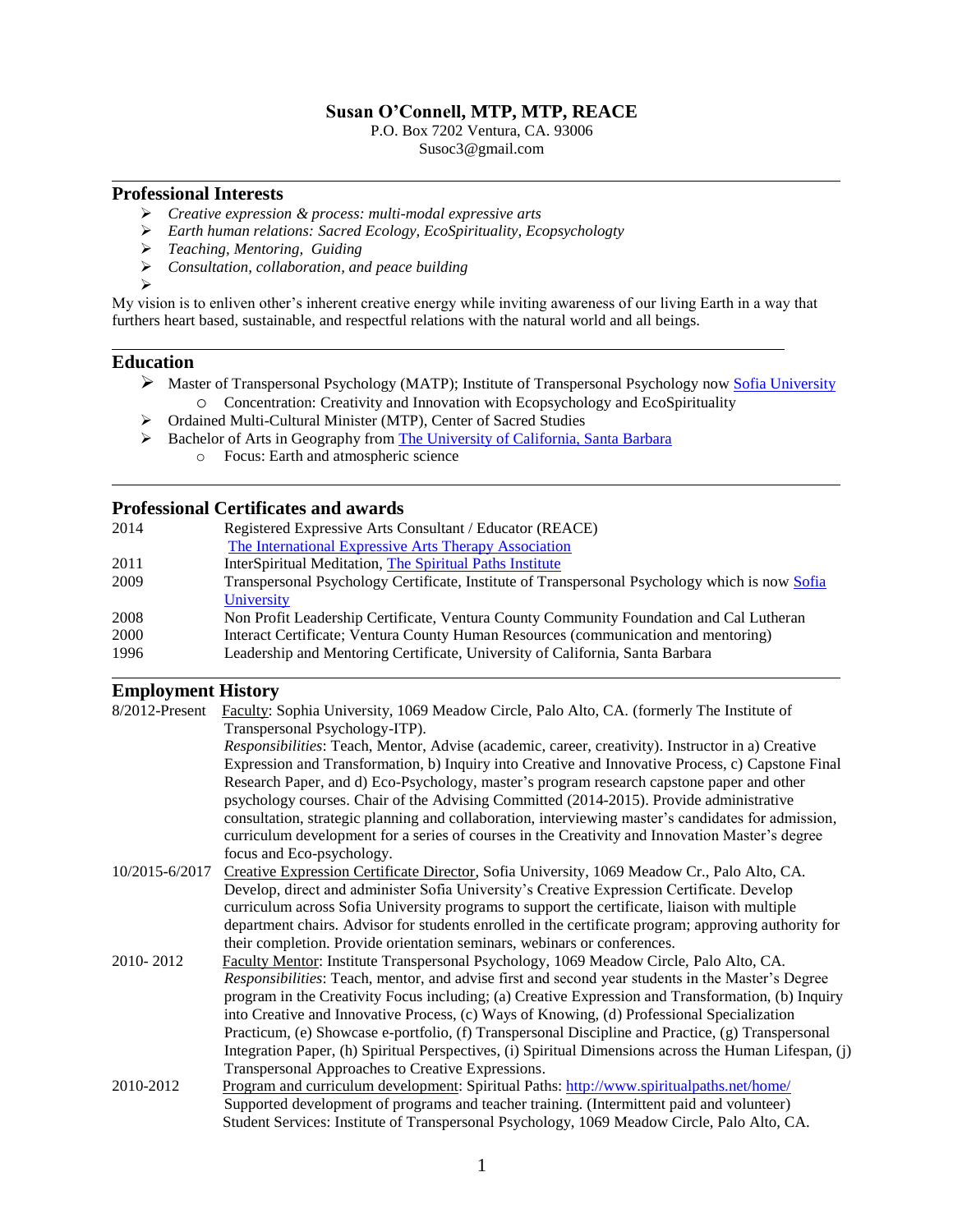# Susan O'Connell, MTP, MTP, REACE

P.O. Box 7202 Ventura, CA. 93006
Susoc3@gmail.com

---

## Professional Interests

- *Creative expression & process: multi-modal expressive arts*
- *Earth human relations: Sacred Ecology, EcoSpirituality, Ecopsychologty*
- *Teaching, Mentoring, Guiding*
- *Consultation, collaboration, and peace building*

My vision is to enliven other's inherent creative energy while inviting awareness of our living Earth in a way that furthers heart based, sustainable, and respectful relations with the natural world and all beings.

---

## Education

- Master of Transpersonal Psychology (MATP); Institute of Transpersonal Psychology now Sofia University
  - Concentration: Creativity and Innovation with Ecopsychology and EcoSpirituality
- Ordained Multi-Cultural Minister (MTP), Center of Sacred Studies
- Bachelor of Arts in Geography from The University of California, Santa Barbara
  - Focus: Earth and atmospheric science

---

## Professional Certificates and awards

| | |
|---|---|
| 2014 | Registered Expressive Arts Consultant / Educator (REACE) The International Expressive Arts Therapy Association |
| 2011 | InterSpiritual Meditation, The Spiritual Paths Institute |
| 2009 | Transpersonal Psychology Certificate, Institute of Transpersonal Psychology which is now Sofia University |
| 2008 | Non Profit Leadership Certificate, Ventura County Community Foundation and Cal Lutheran |
| 2000 | Interact Certificate; Ventura County Human Resources (communication and mentoring) |
| 1996 | Leadership and Mentoring Certificate, University of California, Santa Barbara |

---

## Employment History

**8/2012-Present** — Faculty: Sophia University, 1069 Meadow Circle, Palo Alto, CA. (formerly The Institute of Transpersonal Psychology-ITP).
*Responsibilities*: Teach, Mentor, Advise (academic, career, creativity). Instructor in a) Creative Expression and Transformation, b) Inquiry into Creative and Innovative Process, c) Capstone Final Research Paper, and d) Eco-Psychology, master's program research capstone paper and other psychology courses. Chair of the Advising Committed (2014-2015). Provide administrative consultation, strategic planning and collaboration, interviewing master's candidates for admission, curriculum development for a series of courses in the Creativity and Innovation Master's degree focus and Eco-psychology.

**10/2015-6/2017** — Creative Expression Certificate Director, Sofia University, 1069 Meadow Cr., Palo Alto, CA. Develop, direct and administer Sofia University's Creative Expression Certificate. Develop curriculum across Sofia University programs to support the certificate, liaison with multiple department chairs. Advisor for students enrolled in the certificate program; approving authority for their completion. Provide orientation seminars, webinars or conferences.

**2010- 2012** — Faculty Mentor: Institute Transpersonal Psychology, 1069 Meadow Circle, Palo Alto, CA.
*Responsibilities*: Teach, mentor, and advise first and second year students in the Master's Degree program in the Creativity Focus including; (a) Creative Expression and Transformation, (b) Inquiry into Creative and Innovative Process, (c) Ways of Knowing, (d) Professional Specialization Practicum, (e) Showcase e-portfolio, (f) Transpersonal Discipline and Practice, (g) Transpersonal Integration Paper, (h) Spiritual Perspectives, (i) Spiritual Dimensions across the Human Lifespan, (j) Transpersonal Approaches to Creative Expressions.

**2010-2012** — Program and curriculum development: Spiritual Paths: http://www.spiritualpaths.net/home/
Supported development of programs and teacher training. (Intermittent paid and volunteer)
Student Services: Institute of Transpersonal Psychology, 1069 Meadow Circle, Palo Alto, CA.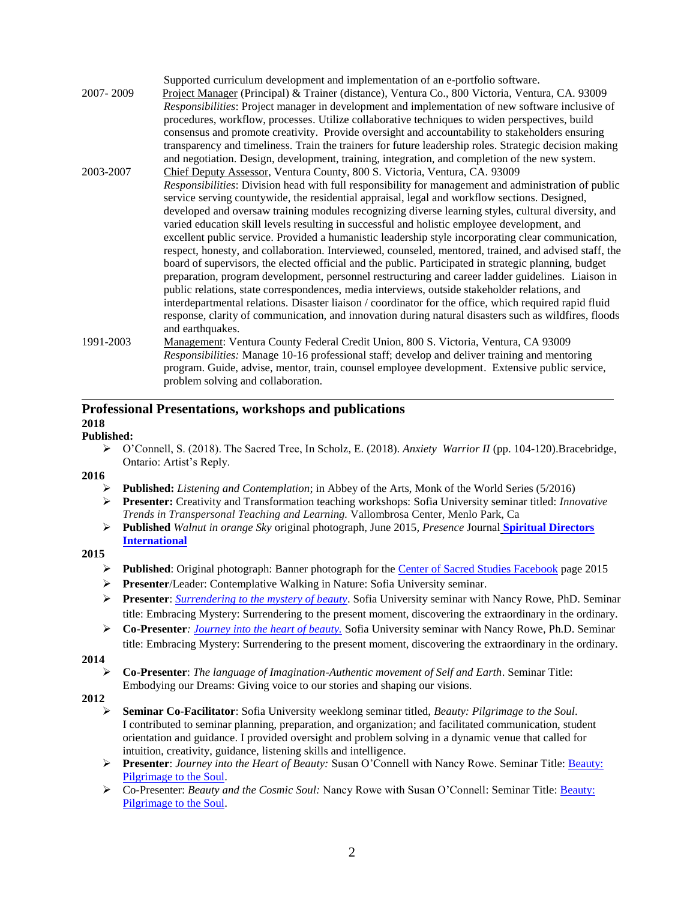Supported curriculum development and implementation of an e-portfolio software.

2007- 2009 Project Manager (Principal) & Trainer (distance), Ventura Co., 800 Victoria, Ventura, CA. 93009
*Responsibilities*: Project manager in development and implementation of new software inclusive of procedures, workflow, processes. Utilize collaborative techniques to widen perspectives, build consensus and promote creativity. Provide oversight and accountability to stakeholders ensuring transparency and timeliness. Train the trainers for future leadership roles. Strategic decision making and negotiation. Design, development, training, integration, and completion of the new system.

2003-2007 Chief Deputy Assessor, Ventura County, 800 S. Victoria, Ventura, CA. 93009
*Responsibilities*: Division head with full responsibility for management and administration of public service serving countywide, the residential appraisal, legal and workflow sections. Designed, developed and oversaw training modules recognizing diverse learning styles, cultural diversity, and varied education skill levels resulting in successful and holistic employee development, and excellent public service. Provided a humanistic leadership style incorporating clear communication, respect, honesty, and collaboration. Interviewed, counseled, mentored, trained, and advised staff, the board of supervisors, the elected official and the public. Participated in strategic planning, budget preparation, program development, personnel restructuring and career ladder guidelines. Liaison in public relations, state correspondences, media interviews, outside stakeholder relations, and interdepartmental relations. Disaster liaison / coordinator for the office, which required rapid fluid response, clarity of communication, and innovation during natural disasters such as wildfires, floods and earthquakes.

1991-2003 Management: Ventura County Federal Credit Union, 800 S. Victoria, Ventura, CA 93009
*Responsibilities:* Manage 10-16 professional staff; develop and deliver training and mentoring program. Guide, advise, mentor, train, counsel employee development. Extensive public service, problem solving and collaboration.

---

## Professional Presentations, workshops and publications

**2018**

**Published:**

- O'Connell, S. (2018). The Sacred Tree, In Scholz, E. (2018). *Anxiety Warrior II* (pp. 104-120).Bracebridge, Ontario: Artist's Reply.

**2016**

- **Published:** *Listening and Contemplation*; in Abbey of the Arts, Monk of the World Series (5/2016)
- **Presenter:** Creativity and Transformation teaching workshops: Sofia University seminar titled: *Innovative Trends in Transpersonal Teaching and Learning.* Vallombrosa Center, Menlo Park, Ca
- **Published** *Walnut in orange Sky* original photograph, June 2015, *Presence* Journal **Spiritual Directors International**

**2015**

- **Published**: Original photograph: Banner photograph for the Center of Sacred Studies Facebook page 2015
- **Presenter**/Leader: Contemplative Walking in Nature: Sofia University seminar.
- **Presenter**: *Surrendering to the mystery of beauty*. Sofia University seminar with Nancy Rowe, PhD. Seminar title: Embracing Mystery: Surrendering to the present moment, discovering the extraordinary in the ordinary.
- **Co-Presenter***: Journey into the heart of beauty.* Sofia University seminar with Nancy Rowe, Ph.D. Seminar title: Embracing Mystery: Surrendering to the present moment, discovering the extraordinary in the ordinary.

**2014**

- **Co-Presenter**: *The language of Imagination-Authentic movement of Self and Earth*. Seminar Title: Embodying our Dreams: Giving voice to our stories and shaping our visions.

**2012**

- **Seminar Co-Facilitator**: Sofia University weeklong seminar titled, *Beauty: Pilgrimage to the Soul*. I contributed to seminar planning, preparation, and organization; and facilitated communication, student orientation and guidance. I provided oversight and problem solving in a dynamic venue that called for intuition, creativity, guidance, listening skills and intelligence.
- **Presenter**: *Journey into the Heart of Beauty:* Susan O'Connell with Nancy Rowe. Seminar Title: Beauty: Pilgrimage to the Soul.
- Co-Presenter: *Beauty and the Cosmic Soul:* Nancy Rowe with Susan O'Connell: Seminar Title: Beauty: Pilgrimage to the Soul.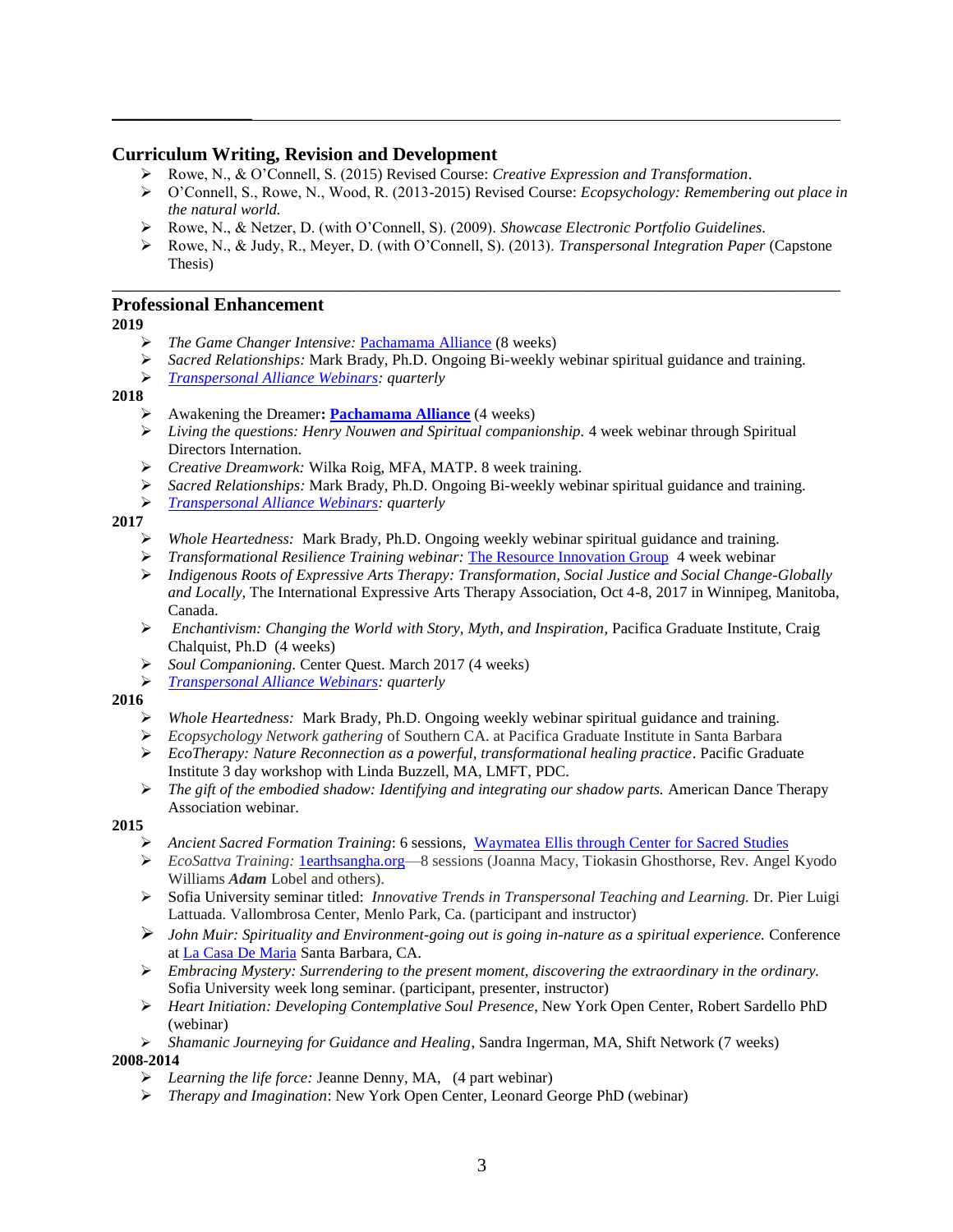## Curriculum Writing, Revision and Development

- Rowe, N., & O'Connell, S. (2015) Revised Course: *Creative Expression and Transformation*.
- O'Connell, S., Rowe, N., Wood, R. (2013-2015) Revised Course: *Ecopsychology: Remembering out place in the natural world.*
- Rowe, N., & Netzer, D. (with O'Connell, S). (2009). *Showcase Electronic Portfolio Guidelines*.
- Rowe, N., & Judy, R., Meyer, D. (with O'Connell, S). (2013). *Transpersonal Integration Paper* (Capstone Thesis)

## Professional Enhancement

**2019**

- *The Game Changer Intensive:* Pachamama Alliance (8 weeks)
- *Sacred Relationships:* Mark Brady, Ph.D. Ongoing Bi-weekly webinar spiritual guidance and training.
- *Transpersonal Alliance Webinars: quarterly*

**2018**

- Awakening the Dreamer**: Pachamama Alliance** (4 weeks)
- *Living the questions: Henry Nouwen and Spiritual companionship.* 4 week webinar through Spiritual Directors Internation.
- *Creative Dreamwork:* Wilka Roig, MFA, MATP. 8 week training.
- *Sacred Relationships:* Mark Brady, Ph.D. Ongoing Bi-weekly webinar spiritual guidance and training.
- *Transpersonal Alliance Webinars: quarterly*

**2017**

- *Whole Heartedness:* Mark Brady, Ph.D. Ongoing weekly webinar spiritual guidance and training.
- *Transformational Resilience Training webinar:* The Resource Innovation Group 4 week webinar
- *Indigenous Roots of Expressive Arts Therapy: Transformation, Social Justice and Social Change-Globally and Locally,* The International Expressive Arts Therapy Association, Oct 4-8, 2017 in Winnipeg, Manitoba, Canada.
- *Enchantivism: Changing the World with Story, Myth, and Inspiration,* Pacifica Graduate Institute, Craig Chalquist, Ph.D (4 weeks)
- *Soul Companioning.* Center Quest. March 2017 (4 weeks)
- *Transpersonal Alliance Webinars: quarterly*

**2016**

- *Whole Heartedness:* Mark Brady, Ph.D. Ongoing weekly webinar spiritual guidance and training.
- *Ecopsychology Network gathering* of Southern CA. at Pacifica Graduate Institute in Santa Barbara
- *EcoTherapy: Nature Reconnection as a powerful, transformational healing practice*. Pacific Graduate Institute 3 day workshop with Linda Buzzell, MA, LMFT, PDC.
- *The gift of the embodied shadow: Identifying and integrating our shadow parts.* American Dance Therapy Association webinar.

**2015**

- *Ancient Sacred Formation Training*: 6 sessions, Waymatea Ellis through Center for Sacred Studies
- *EcoSattva Training:* 1earthsangha.org—8 sessions (Joanna Macy, Tiokasin Ghosthorse, Rev. Angel Kyodo Williams ***Adam*** Lobel and others).
- Sofia University seminar titled: *Innovative Trends in Transpersonal Teaching and Learning.* Dr. Pier Luigi Lattuada. Vallombrosa Center, Menlo Park, Ca. (participant and instructor)
- *John Muir: Spirituality and Environment-going out is going in-nature as a spiritual experience.* Conference at La Casa De Maria Santa Barbara, CA.
- *Embracing Mystery: Surrendering to the present moment, discovering the extraordinary in the ordinary.* Sofia University week long seminar. (participant, presenter, instructor)
- *Heart Initiation: Developing Contemplative Soul Presence*, New York Open Center, Robert Sardello PhD (webinar)
- *Shamanic Journeying for Guidance and Healing*, Sandra Ingerman, MA, Shift Network (7 weeks)

**2008-2014**

- *Learning the life force:* Jeanne Denny, MA, (4 part webinar)
- *Therapy and Imagination*: New York Open Center, Leonard George PhD (webinar)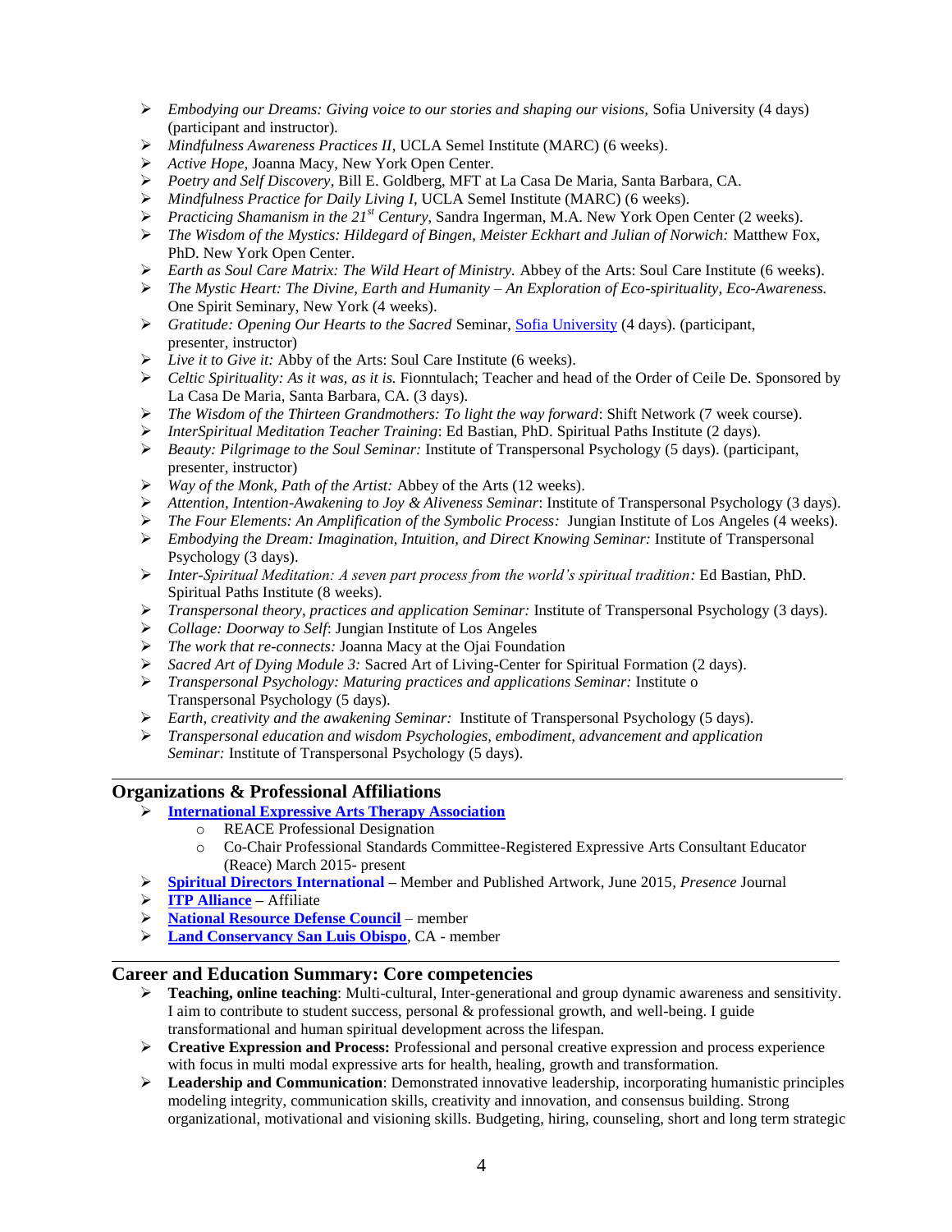- *Embodying our Dreams: Giving voice to our stories and shaping our visions,* Sofia University (4 days) (participant and instructor).
- *Mindfulness Awareness Practices II*, UCLA Semel Institute (MARC) (6 weeks).
- *Active Hope*, Joanna Macy, New York Open Center.
- *Poetry and Self Discovery*, Bill E. Goldberg, MFT at La Casa De Maria, Santa Barbara, CA.
- *Mindfulness Practice for Daily Living I,* UCLA Semel Institute (MARC) (6 weeks).
- *Practicing Shamanism in the 21st Century*, Sandra Ingerman, M.A. New York Open Center (2 weeks).
- *The Wisdom of the Mystics: Hildegard of Bingen, Meister Eckhart and Julian of Norwich:* Matthew Fox, PhD. New York Open Center.
- *Earth as Soul Care Matrix: The Wild Heart of Ministry.* Abbey of the Arts: Soul Care Institute (6 weeks).
- *The Mystic Heart: The Divine, Earth and Humanity – An Exploration of Eco-spirituality, Eco-Awareness.* One Spirit Seminary, New York (4 weeks).
- *Gratitude: Opening Our Hearts to the Sacred* Seminar, Sofia University (4 days). (participant, presenter, instructor)
- *Live it to Give it:* Abby of the Arts: Soul Care Institute (6 weeks).
- *Celtic Spirituality: As it was, as it is.* Fionntulach; Teacher and head of the Order of Ceile De. Sponsored by La Casa De Maria, Santa Barbara, CA. (3 days).
- *The Wisdom of the Thirteen Grandmothers: To light the way forward*: Shift Network (7 week course).
- *InterSpiritual Meditation Teacher Training*: Ed Bastian, PhD. Spiritual Paths Institute (2 days).
- *Beauty: Pilgrimage to the Soul Seminar:* Institute of Transpersonal Psychology (5 days). (participant, presenter, instructor)
- *Way of the Monk, Path of the Artist:* Abbey of the Arts (12 weeks).
- *Attention, Intention-Awakening to Joy & Aliveness Seminar*: Institute of Transpersonal Psychology (3 days).
- *The Four Elements: An Amplification of the Symbolic Process:* Jungian Institute of Los Angeles (4 weeks).
- *Embodying the Dream: Imagination, Intuition, and Direct Knowing Seminar:* Institute of Transpersonal Psychology (3 days).
- *Inter-Spiritual Meditation: A seven part process from the world's spiritual tradition:* Ed Bastian, PhD. Spiritual Paths Institute (8 weeks).
- *Transpersonal theory, practices and application Seminar:* Institute of Transpersonal Psychology (3 days).
- *Collage: Doorway to Self*: Jungian Institute of Los Angeles
- *The work that re-connects:* Joanna Macy at the Ojai Foundation
- *Sacred Art of Dying Module 3:* Sacred Art of Living-Center for Spiritual Formation (2 days).
- *Transpersonal Psychology: Maturing practices and applications Seminar:* Institute o Transpersonal Psychology (5 days).
- *Earth, creativity and the awakening Seminar:* Institute of Transpersonal Psychology (5 days).
- *Transpersonal education and wisdom Psychologies, embodiment, advancement and application Seminar:* Institute of Transpersonal Psychology (5 days).

## Organizations & Professional Affiliations

- **International Expressive Arts Therapy Association**
  - REACE Professional Designation
  - Co-Chair Professional Standards Committee-Registered Expressive Arts Consultant Educator (Reace) March 2015- present
- **Spiritual Directors International** – Member and Published Artwork, June 2015, *Presence* Journal
- **ITP Alliance** – Affiliate
- **National Resource Defense Council** – member
- **Land Conservancy San Luis Obispo**, CA - member

## Career and Education Summary: Core competencies

- **Teaching, online teaching**: Multi-cultural, Inter-generational and group dynamic awareness and sensitivity. I aim to contribute to student success, personal & professional growth, and well-being. I guide transformational and human spiritual development across the lifespan.
- **Creative Expression and Process:** Professional and personal creative expression and process experience with focus in multi modal expressive arts for health, healing, growth and transformation.
- **Leadership and Communication**: Demonstrated innovative leadership, incorporating humanistic principles modeling integrity, communication skills, creativity and innovation, and consensus building. Strong organizational, motivational and visioning skills. Budgeting, hiring, counseling, short and long term strategic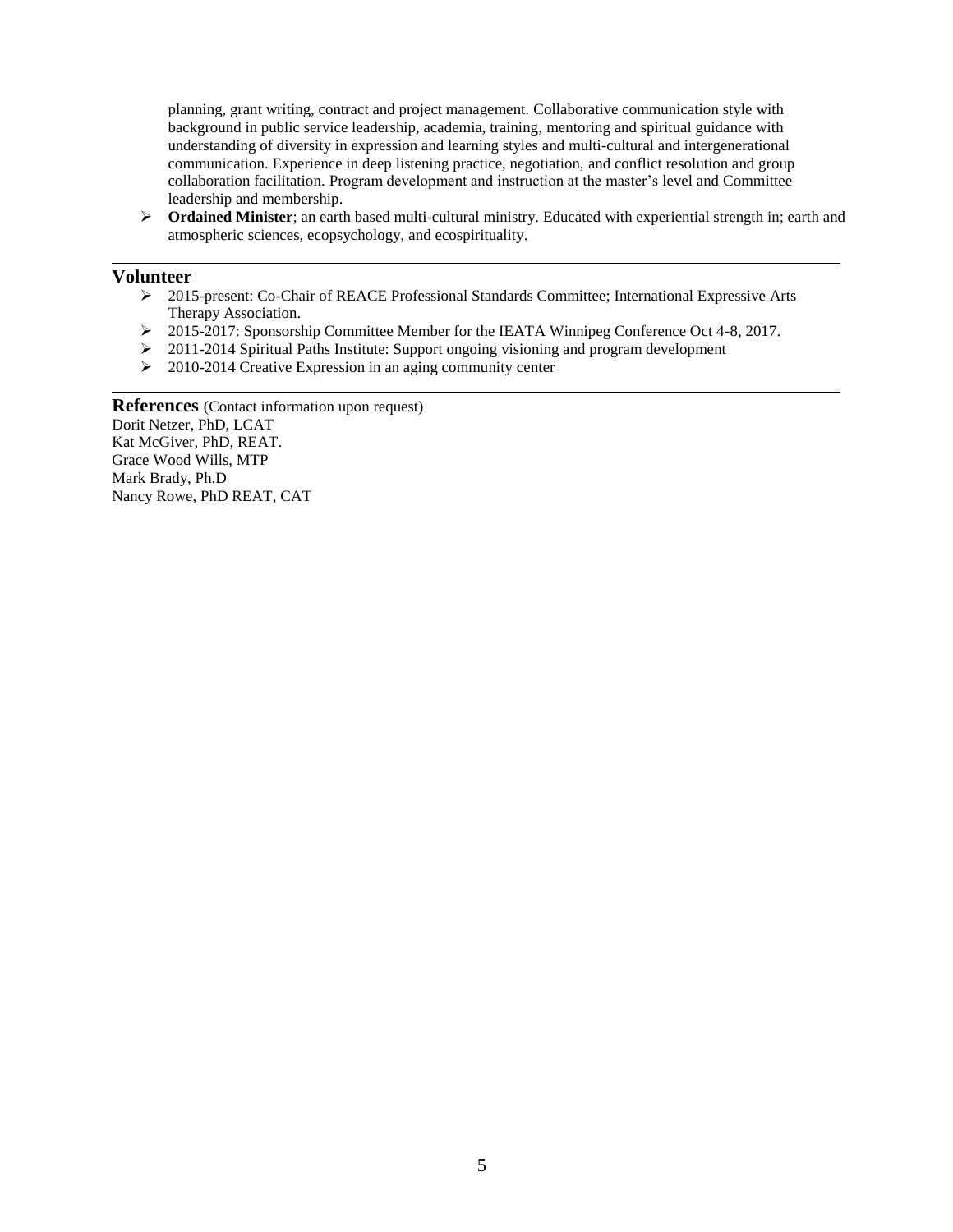planning, grant writing, contract and project management. Collaborative communication style with background in public service leadership, academia, training, mentoring and spiritual guidance with understanding of diversity in expression and learning styles and multi-cultural and intergenerational communication. Experience in deep listening practice, negotiation, and conflict resolution and group collaboration facilitation. Program development and instruction at the master's level and Committee leadership and membership.

- **Ordained Minister**; an earth based multi-cultural ministry. Educated with experiential strength in; earth and atmospheric sciences, ecopsychology, and ecospirituality.

---

## Volunteer

- 2015-present: Co-Chair of REACE Professional Standards Committee; International Expressive Arts Therapy Association.
- 2015-2017: Sponsorship Committee Member for the IEATA Winnipeg Conference Oct 4-8, 2017.
- 2011-2014 Spiritual Paths Institute: Support ongoing visioning and program development
- 2010-2014 Creative Expression in an aging community center

---

**References** (Contact information upon request)

Dorit Netzer, PhD, LCAT
Kat McGiver, PhD, REAT.
Grace Wood Wills, MTP
Mark Brady, Ph.D
Nancy Rowe, PhD REAT, CAT